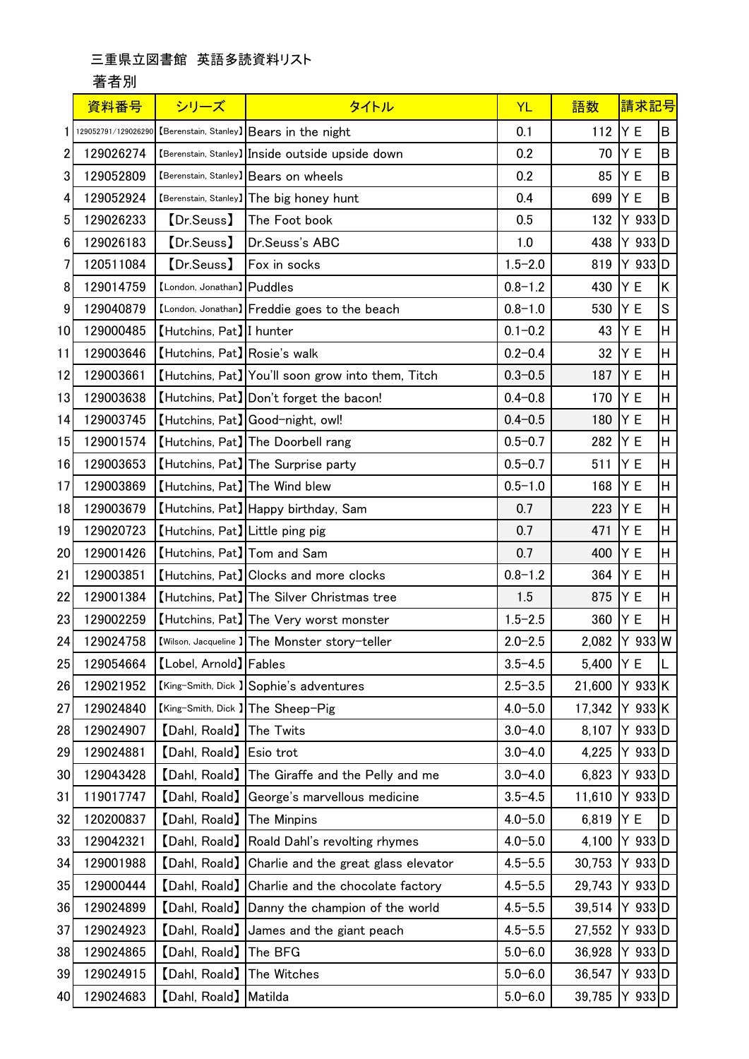三重県立図書館 英語多読資料リスト

著者別

| | 資料番号 | シリーズ | タイトル | YL | 語数 | 請求記号 | |
|---|---|---|---|---|---|---|---|
| 1 | 129052791/129026290 | 【Berenstain, Stanley】 | Bears in the night | 0.1 | 112 | Y E | B |
| 2 | 129026274 | 【Berenstain, Stanley】 | Inside outside upside down | 0.2 | 70 | Y E | B |
| 3 | 129052809 | 【Berenstain, Stanley】 | Bears on wheels | 0.2 | 85 | Y E | B |
| 4 | 129052924 | 【Berenstain, Stanley】 | The big honey hunt | 0.4 | 699 | Y E | B |
| 5 | 129026233 | 【Dr.Seuss】 | The Foot book | 0.5 | 132 | Y 933 | D |
| 6 | 129026183 | 【Dr.Seuss】 | Dr.Seuss's ABC | 1.0 | 438 | Y 933 | D |
| 7 | 120511084 | 【Dr.Seuss】 | Fox in socks | 1.5−2.0 | 819 | Y 933 | D |
| 8 | 129014759 | 【London, Jonathan】 | Puddles | 0.8−1.2 | 430 | Y E | K |
| 9 | 129040879 | 【London, Jonathan】 | Freddie goes to the beach | 0.8−1.0 | 530 | Y E | S |
| 10 | 129000485 | 【Hutchins, Pat】 | I hunter | 0.1−0.2 | 43 | Y E | H |
| 11 | 129003646 | 【Hutchins, Pat】 | Rosie's walk | 0.2−0.4 | 32 | Y E | H |
| 12 | 129003661 | 【Hutchins, Pat】 | You'll soon grow into them, Titch | 0.3−0.5 | 187 | Y E | H |
| 13 | 129003638 | 【Hutchins, Pat】 | Don't forget the bacon! | 0.4−0.8 | 170 | Y E | H |
| 14 | 129003745 | 【Hutchins, Pat】 | Good−night, owl! | 0.4−0.5 | 180 | Y E | H |
| 15 | 129001574 | 【Hutchins, Pat】 | The Doorbell rang | 0.5−0.7 | 282 | Y E | H |
| 16 | 129003653 | 【Hutchins, Pat】 | The Surprise party | 0.5−0.7 | 511 | Y E | H |
| 17 | 129003869 | 【Hutchins, Pat】 | The Wind blew | 0.5−1.0 | 168 | Y E | H |
| 18 | 129003679 | 【Hutchins, Pat】 | Happy birthday, Sam | 0.7 | 223 | Y E | H |
| 19 | 129020723 | 【Hutchins, Pat】 | Little ping pig | 0.7 | 471 | Y E | H |
| 20 | 129001426 | 【Hutchins, Pat】 | Tom and Sam | 0.7 | 400 | Y E | H |
| 21 | 129003851 | 【Hutchins, Pat】 | Clocks and more clocks | 0.8−1.2 | 364 | Y E | H |
| 22 | 129001384 | 【Hutchins, Pat】 | The Silver Christmas tree | 1.5 | 875 | Y E | H |
| 23 | 129002259 | 【Hutchins, Pat】 | The Very worst monster | 1.5−2.5 | 360 | Y E | H |
| 24 | 129024758 | 【Wilson, Jacqueline 】 | The Monster story−teller | 2.0−2.5 | 2,082 | Y 933 | W |
| 25 | 129054664 | 【Lobel, Arnold】 | Fables | 3.5−4.5 | 5,400 | Y E | L |
| 26 | 129021952 | 【King−Smith, Dick 】 | Sophie's adventures | 2.5−3.5 | 21,600 | Y 933 | K |
| 27 | 129024840 | 【King−Smith, Dick 】 | The Sheep−Pig | 4.0−5.0 | 17,342 | Y 933 | K |
| 28 | 129024907 | 【Dahl, Roald】 | The Twits | 3.0−4.0 | 8,107 | Y 933 | D |
| 29 | 129024881 | 【Dahl, Roald】 | Esio trot | 3.0−4.0 | 4,225 | Y 933 | D |
| 30 | 129043428 | 【Dahl, Roald】 | The Giraffe and the Pelly and me | 3.0−4.0 | 6,823 | Y 933 | D |
| 31 | 119017747 | 【Dahl, Roald】 | George's marvellous medicine | 3.5−4.5 | 11,610 | Y 933 | D |
| 32 | 120200837 | 【Dahl, Roald】 | The Minpins | 4.0−5.0 | 6,819 | Y E | D |
| 33 | 129042321 | 【Dahl, Roald】 | Roald Dahl's revolting rhymes | 4.0−5.0 | 4,100 | Y 933 | D |
| 34 | 129001988 | 【Dahl, Roald】 | Charlie and the great glass elevator | 4.5−5.5 | 30,753 | Y 933 | D |
| 35 | 129000444 | 【Dahl, Roald】 | Charlie and the chocolate factory | 4.5−5.5 | 29,743 | Y 933 | D |
| 36 | 129024899 | 【Dahl, Roald】 | Danny the champion of the world | 4.5−5.5 | 39,514 | Y 933 | D |
| 37 | 129024923 | 【Dahl, Roald】 | James and the giant peach | 4.5−5.5 | 27,552 | Y 933 | D |
| 38 | 129024865 | 【Dahl, Roald】 | The BFG | 5.0−6.0 | 36,928 | Y 933 | D |
| 39 | 129024915 | 【Dahl, Roald】 | The Witches | 5.0−6.0 | 36,547 | Y 933 | D |
| 40 | 129024683 | 【Dahl, Roald】 | Matilda | 5.0−6.0 | 39,785 | Y 933 | D |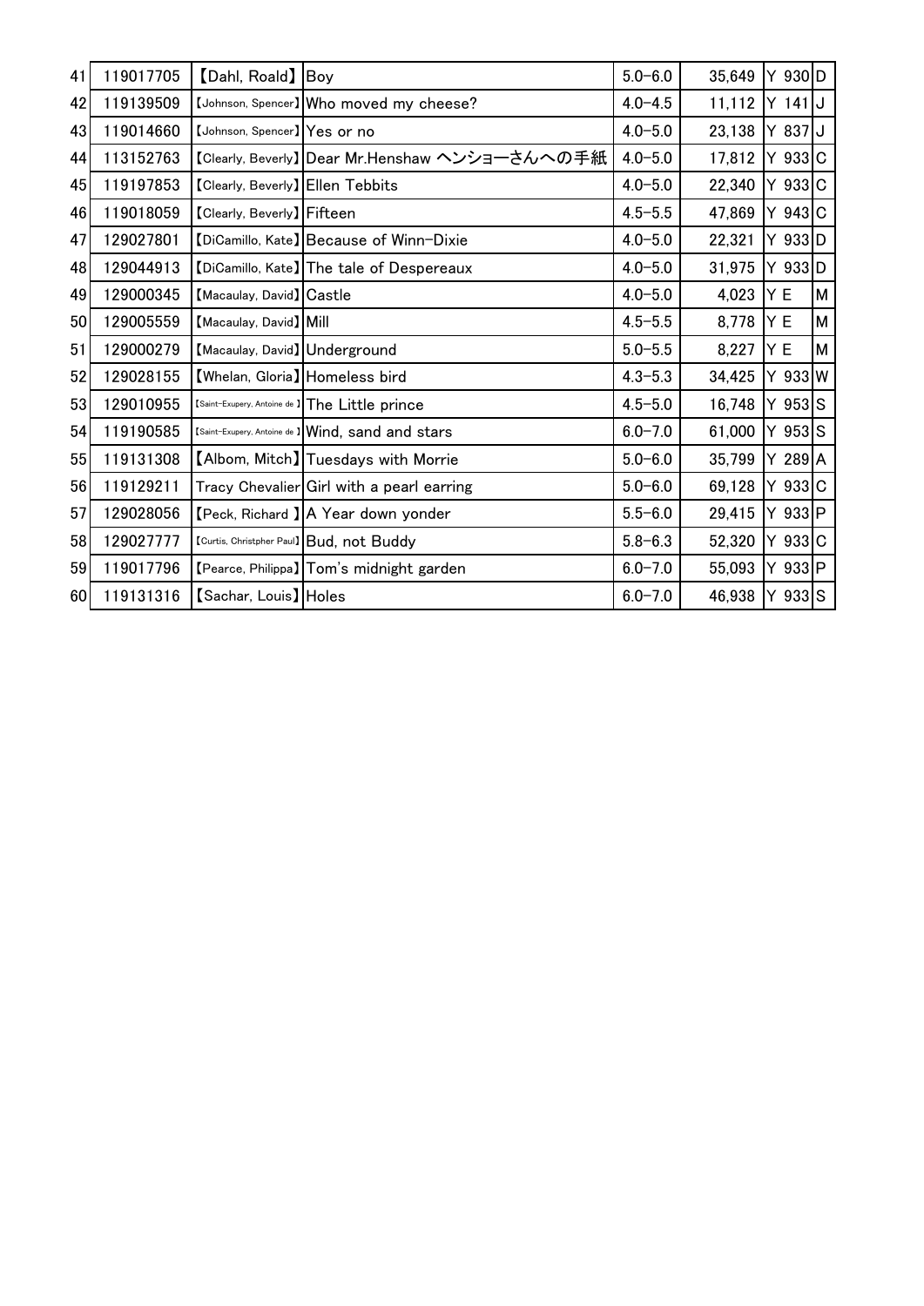| | | | | | | | |
|---|---|---|---|---|---|---|---|
| 41 | 119017705 | 【Dahl, Roald】 | Boy | 5.0-6.0 | 35,649 | Y 930 | D |
| 42 | 119139509 | 【Johnson, Spencer】 | Who moved my cheese? | 4.0-4.5 | 11,112 | Y 141 | J |
| 43 | 119014660 | 【Johnson, Spencer】 | Yes or no | 4.0-5.0 | 23,138 | Y 837 | J |
| 44 | 113152763 | 【Clearly, Beverly】 | Dear Mr.Henshaw ヘンショーさんへの手紙 | 4.0-5.0 | 17,812 | Y 933 | C |
| 45 | 119197853 | 【Clearly, Beverly】 | Ellen Tebbits | 4.0-5.0 | 22,340 | Y 933 | C |
| 46 | 119018059 | 【Clearly, Beverly】 | Fifteen | 4.5-5.5 | 47,869 | Y 943 | C |
| 47 | 129027801 | 【DiCamillo, Kate】 | Because of Winn-Dixie | 4.0-5.0 | 22,321 | Y 933 | D |
| 48 | 129044913 | 【DiCamillo, Kate】 | The tale of Despereaux | 4.0-5.0 | 31,975 | Y 933 | D |
| 49 | 129000345 | 【Macaulay, David】 | Castle | 4.0-5.0 | 4,023 | Y E | M |
| 50 | 129005559 | 【Macaulay, David】 | Mill | 4.5-5.5 | 8,778 | Y E | M |
| 51 | 129000279 | 【Macaulay, David】 | Underground | 5.0-5.5 | 8,227 | Y E | M |
| 52 | 129028155 | 【Whelan, Gloria】 | Homeless bird | 4.3-5.3 | 34,425 | Y 933 | W |
| 53 | 129010955 | 【Saint-Exupery, Antoine de 】 | The Little prince | 4.5-5.0 | 16,748 | Y 953 | S |
| 54 | 119190585 | 【Saint-Exupery, Antoine de 】 | Wind, sand and stars | 6.0-7.0 | 61,000 | Y 953 | S |
| 55 | 119131308 | 【Albom, Mitch】 | Tuesdays with Morrie | 5.0-6.0 | 35,799 | Y 289 | A |
| 56 | 119129211 | Tracy Chevalier | Girl with a pearl earring | 5.0-6.0 | 69,128 | Y 933 | C |
| 57 | 129028056 | 【Peck, Richard 】 | A Year down yonder | 5.5-6.0 | 29,415 | Y 933 | P |
| 58 | 129027777 | 【Curtis, Christpher Paul】 | Bud, not Buddy | 5.8-6.3 | 52,320 | Y 933 | C |
| 59 | 119017796 | 【Pearce, Philippa】 | Tom's midnight garden | 6.0-7.0 | 55,093 | Y 933 | P |
| 60 | 119131316 | 【Sachar, Louis】 | Holes | 6.0-7.0 | 46,938 | Y 933 | S |